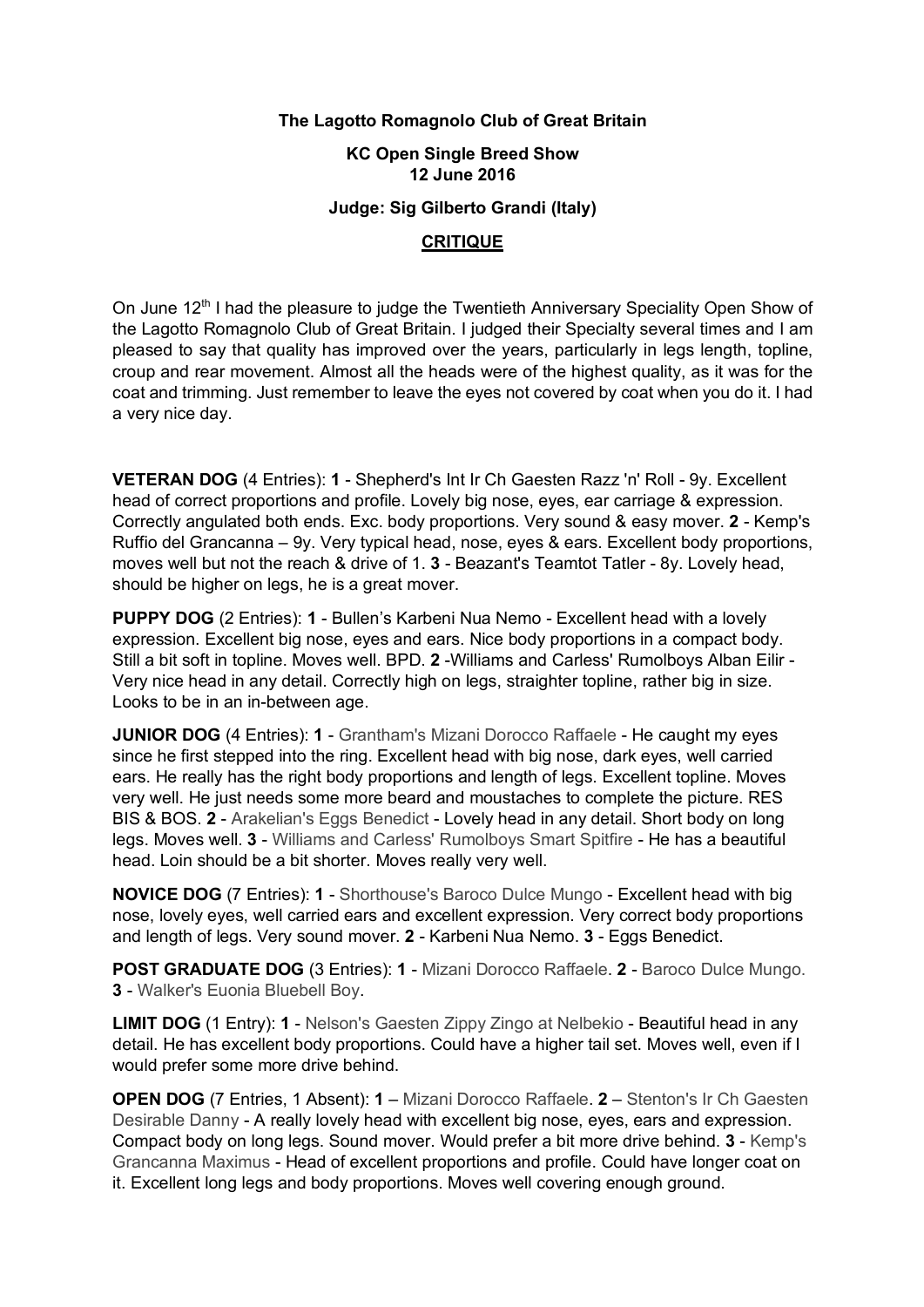**The Lagotto Romagnolo Club of Great Britain**

**KC Open Single Breed Show**
**12 June 2016**

**Judge: Sig Gilberto Grandi (Italy)**

**CRITIQUE**

On June 12th I had the pleasure to judge the Twentieth Anniversary Speciality Open Show of the Lagotto Romagnolo Club of Great Britain. I judged their Specialty several times and I am pleased to say that quality has improved over the years, particularly in legs length, topline, croup and rear movement. Almost all the heads were of the highest quality, as it was for the coat and trimming. Just remember to leave the eyes not covered by coat when you do it. I had a very nice day.

**VETERAN DOG** (4 Entries): **1** - Shepherd's Int Ir Ch Gaesten Razz 'n' Roll - 9y. Excellent head of correct proportions and profile. Lovely big nose, eyes, ear carriage & expression. Correctly angulated both ends. Exc. body proportions. Very sound & easy mover. **2** - Kemp's Ruffio del Grancanna – 9y. Very typical head, nose, eyes & ears. Excellent body proportions, moves well but not the reach & drive of 1. **3** - Beazant's Teamtot Tatler - 8y. Lovely head, should be higher on legs, he is a great mover.

**PUPPY DOG** (2 Entries): **1** - Bullen's Karbeni Nua Nemo - Excellent head with a lovely expression. Excellent big nose, eyes and ears. Nice body proportions in a compact body. Still a bit soft in topline. Moves well. BPD. **2** -Williams and Carless' Rumolboys Alban Eilir - Very nice head in any detail. Correctly high on legs, straighter topline, rather big in size. Looks to be in an in-between age.

**JUNIOR DOG** (4 Entries): **1** - Grantham's Mizani Dorocco Raffaele - He caught my eyes since he first stepped into the ring. Excellent head with big nose, dark eyes, well carried ears. He really has the right body proportions and length of legs. Excellent topline. Moves very well. He just needs some more beard and moustaches to complete the picture. RES BIS & BOS. **2** - Arakelian's Eggs Benedict - Lovely head in any detail. Short body on long legs. Moves well. **3** - Williams and Carless' Rumolboys Smart Spitfire - He has a beautiful head. Loin should be a bit shorter. Moves really very well.

**NOVICE DOG** (7 Entries): **1** - Shorthouse's Baroco Dulce Mungo - Excellent head with big nose, lovely eyes, well carried ears and excellent expression. Very correct body proportions and length of legs. Very sound mover. **2** - Karbeni Nua Nemo. **3** - Eggs Benedict.

**POST GRADUATE DOG** (3 Entries): **1** - Mizani Dorocco Raffaele. **2** - Baroco Dulce Mungo. **3** - Walker's Euonia Bluebell Boy.

**LIMIT DOG** (1 Entry): **1** - Nelson's Gaesten Zippy Zingo at Nelbekio - Beautiful head in any detail. He has excellent body proportions. Could have a higher tail set. Moves well, even if I would prefer some more drive behind.

**OPEN DOG** (7 Entries, 1 Absent): **1** – Mizani Dorocco Raffaele. **2** – Stenton's Ir Ch Gaesten Desirable Danny - A really lovely head with excellent big nose, eyes, ears and expression. Compact body on long legs. Sound mover. Would prefer a bit more drive behind. **3** - Kemp's Grancanna Maximus - Head of excellent proportions and profile. Could have longer coat on it. Excellent long legs and body proportions. Moves well covering enough ground.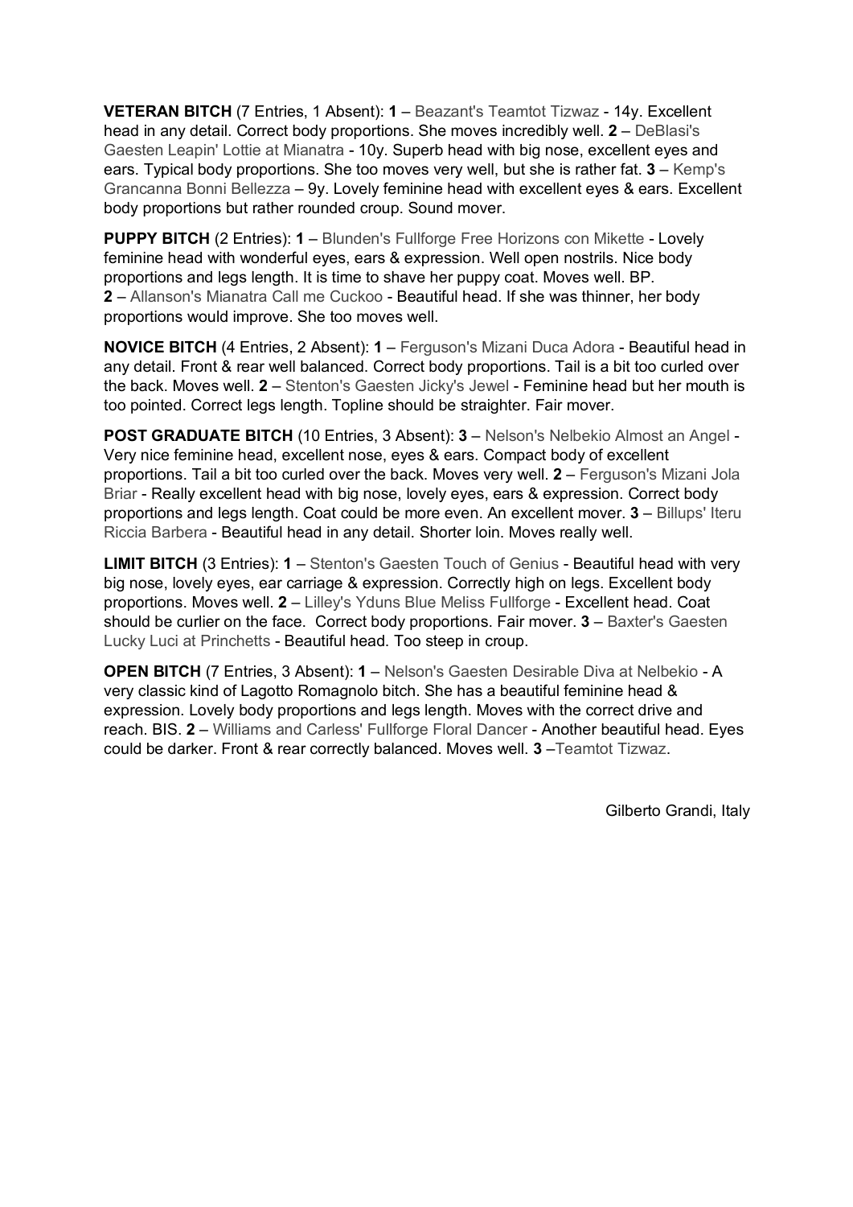**VETERAN BITCH** (7 Entries, 1 Absent): **1** – Beazant's Teamtot Tizwaz - 14y. Excellent head in any detail. Correct body proportions. She moves incredibly well. **2** – DeBlasi's Gaesten Leapin' Lottie at Mianatra - 10y. Superb head with big nose, excellent eyes and ears. Typical body proportions. She too moves very well, but she is rather fat. **3** – Kemp's Grancanna Bonni Bellezza – 9y. Lovely feminine head with excellent eyes & ears. Excellent body proportions but rather rounded croup. Sound mover.

**PUPPY BITCH** (2 Entries): **1** – Blunden's Fullforge Free Horizons con Mikette - Lovely feminine head with wonderful eyes, ears & expression. Well open nostrils. Nice body proportions and legs length. It is time to shave her puppy coat. Moves well. BP. **2** – Allanson's Mianatra Call me Cuckoo - Beautiful head. If she was thinner, her body proportions would improve. She too moves well.

**NOVICE BITCH** (4 Entries, 2 Absent): **1** – Ferguson's Mizani Duca Adora - Beautiful head in any detail. Front & rear well balanced. Correct body proportions. Tail is a bit too curled over the back. Moves well. **2** – Stenton's Gaesten Jicky's Jewel - Feminine head but her mouth is too pointed. Correct legs length. Topline should be straighter. Fair mover.

**POST GRADUATE BITCH** (10 Entries, 3 Absent): **3** – Nelson's Nelbekio Almost an Angel - Very nice feminine head, excellent nose, eyes & ears. Compact body of excellent proportions. Tail a bit too curled over the back. Moves very well. **2** – Ferguson's Mizani Jola Briar - Really excellent head with big nose, lovely eyes, ears & expression. Correct body proportions and legs length. Coat could be more even. An excellent mover. **3** – Billups' Iteru Riccia Barbera - Beautiful head in any detail. Shorter loin. Moves really well.

**LIMIT BITCH** (3 Entries): **1** – Stenton's Gaesten Touch of Genius - Beautiful head with very big nose, lovely eyes, ear carriage & expression. Correctly high on legs. Excellent body proportions. Moves well. **2** – Lilley's Yduns Blue Meliss Fullforge - Excellent head. Coat should be curlier on the face. Correct body proportions. Fair mover. **3** – Baxter's Gaesten Lucky Luci at Princhetts - Beautiful head. Too steep in croup.

**OPEN BITCH** (7 Entries, 3 Absent): **1** – Nelson's Gaesten Desirable Diva at Nelbekio - A very classic kind of Lagotto Romagnolo bitch. She has a beautiful feminine head & expression. Lovely body proportions and legs length. Moves with the correct drive and reach. BIS. **2** – Williams and Carless' Fullforge Floral Dancer - Another beautiful head. Eyes could be darker. Front & rear correctly balanced. Moves well. **3** –Teamtot Tizwaz.

Gilberto Grandi, Italy